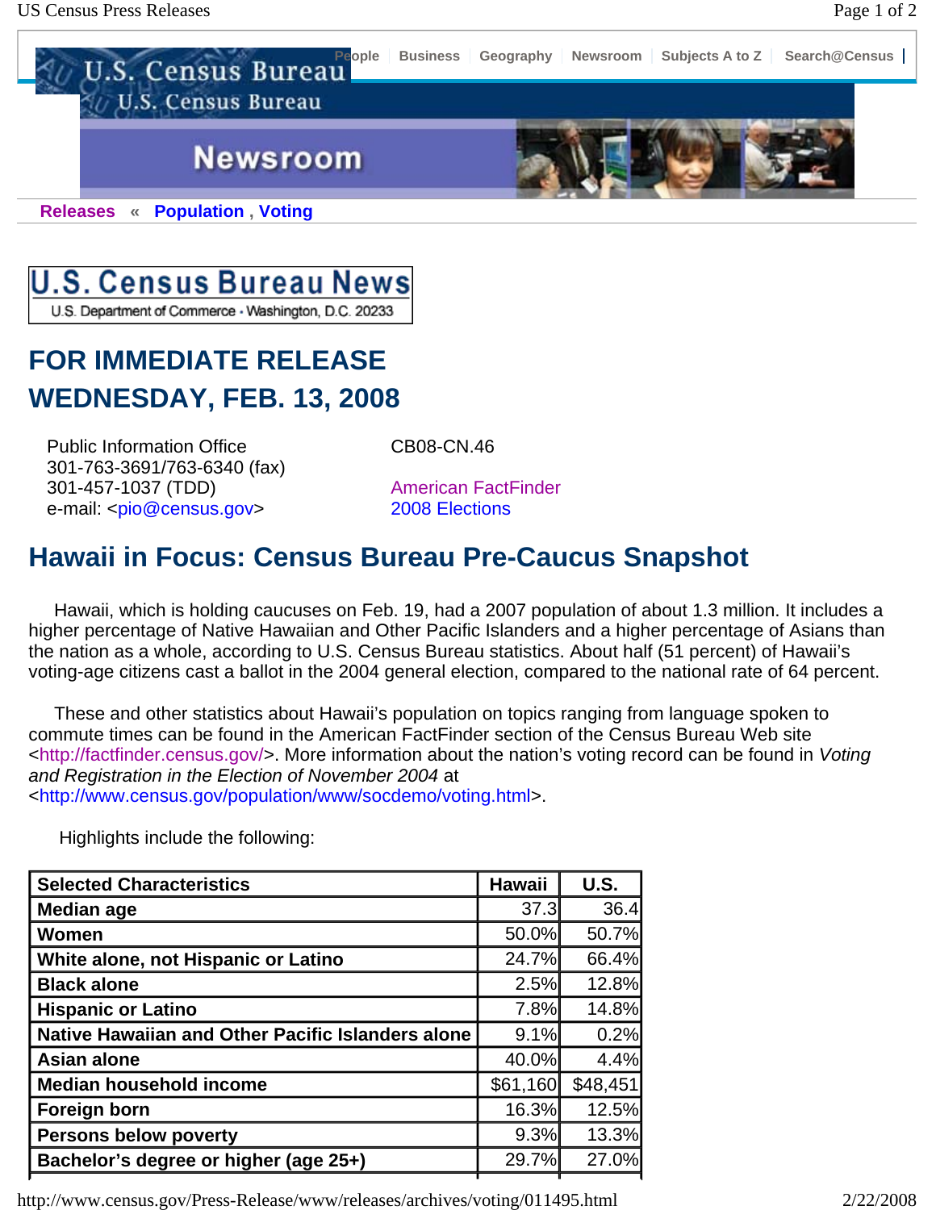People | Business | Geography | Newsroom | Subjects A to Z | Search@Census

**Releases** « **Population** , **Voting**

**U.S. Census Bureau News**
U.S. Department of Commerce • Washington, D.C. 20233

## FOR IMMEDIATE RELEASE
## WEDNESDAY, FEB. 13, 2008

Public Information Office
301-763-3691/763-6340 (fax)
301-457-1037 (TDD)
e-mail: <pio@census.gov>

CB08-CN.46

American FactFinder
2008 Elections

# Hawaii in Focus: Census Bureau Pre-Caucus Snapshot

Hawaii, which is holding caucuses on Feb. 19, had a 2007 population of about 1.3 million. It includes a higher percentage of Native Hawaiian and Other Pacific Islanders and a higher percentage of Asians than the nation as a whole, according to U.S. Census Bureau statistics. About half (51 percent) of Hawaii's voting-age citizens cast a ballot in the 2004 general election, compared to the national rate of 64 percent.

These and other statistics about Hawaii's population on topics ranging from language spoken to commute times can be found in the American FactFinder section of the Census Bureau Web site <http://factfinder.census.gov/>. More information about the nation's voting record can be found in *Voting and Registration in the Election of November 2004* at <http://www.census.gov/population/www/socdemo/voting.html>.

Highlights include the following:

| Selected Characteristics | Hawaii | U.S. |
|---|---|---|
| Median age | 37.3 | 36.4 |
| Women | 50.0% | 50.7% |
| White alone, not Hispanic or Latino | 24.7% | 66.4% |
| Black alone | 2.5% | 12.8% |
| Hispanic or Latino | 7.8% | 14.8% |
| Native Hawaiian and Other Pacific Islanders alone | 9.1% | 0.2% |
| Asian alone | 40.0% | 4.4% |
| Median household income | $61,160 | $48,451 |
| Foreign born | 16.3% | 12.5% |
| Persons below poverty | 9.3% | 13.3% |
| Bachelor's degree or higher (age 25+) | 29.7% | 27.0% |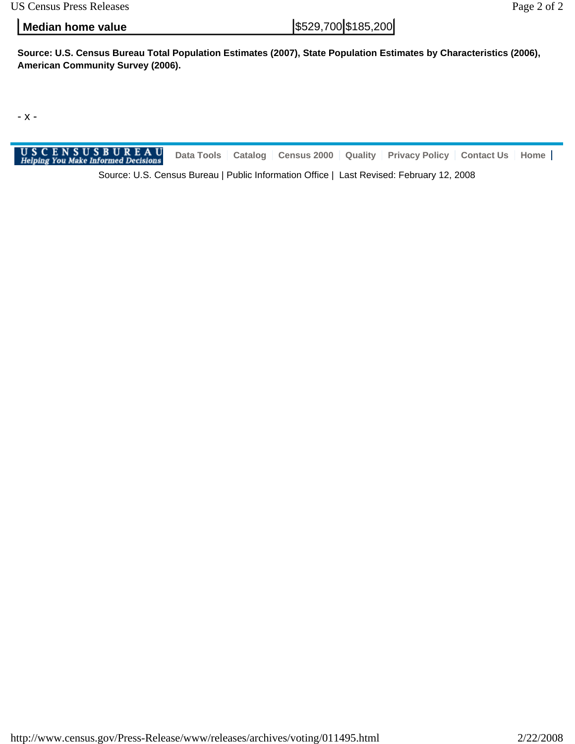| | | |
|---|---|---|
| **Median home value** | $529,700 | $185,200 |

**Source: U.S. Census Bureau Total Population Estimates (2007), State Population Estimates by Characteristics (2006), American Community Survey (2006).**

- X -

USCENSUSBUREAU *Helping You Make Informed Decisions* **Data Tools** | **Catalog** | **Census 2000** | **Quality** | **Privacy Policy** | **Contact Us** | **Home** |

Source: U.S. Census Bureau | Public Information Office | Last Revised: February 12, 2008